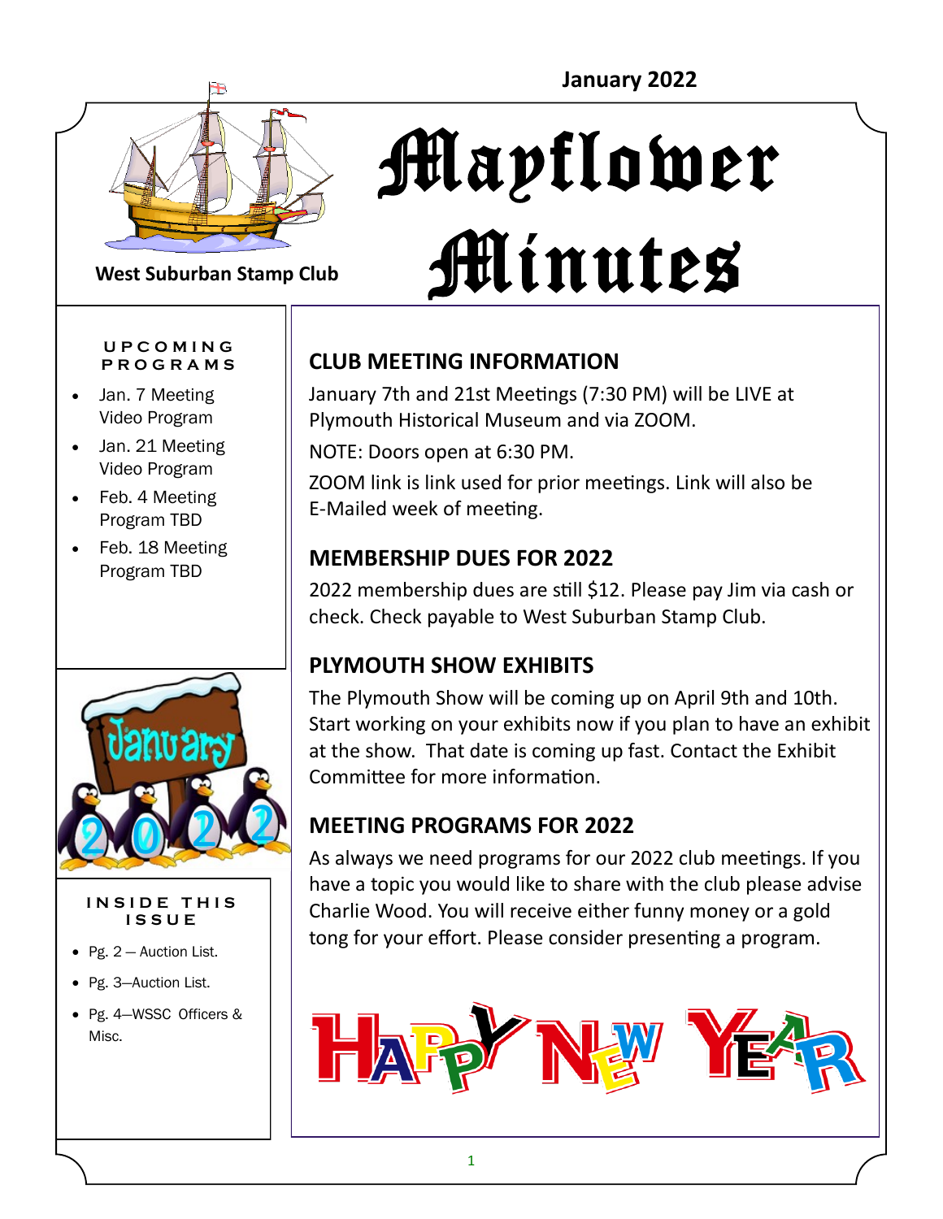January 2022

# Mayflower Minutes

**West Suburban Stamp Club**

**UPCOMING PROGRAMS**

- Jan. 7 Meeting Video Program
- Jan. 21 Meeting Video Program
- Feb. 4 Meeting Program TBD
- Feb. 18 Meeting Program TBD

**INSIDE THIS ISSUE**

- Pg. 2 — Auction List.
- Pg. 3—Auction List.
- Pg. 4—WSSC Officers & Misc.

## CLUB MEETING INFORMATION

January 7th and 21st Meetings (7:30 PM) will be LIVE at Plymouth Historical Museum and via ZOOM.

NOTE: Doors open at 6:30 PM.

ZOOM link is link used for prior meetings. Link will also be E-Mailed week of meeting.

## MEMBERSHIP DUES FOR 2022

2022 membership dues are still $12. Please pay Jim via cash or check. Check payable to West Suburban Stamp Club.

## PLYMOUTH SHOW EXHIBITS

The Plymouth Show will be coming up on April 9th and 10th. Start working on your exhibits now if you plan to have an exhibit at the show. That date is coming up fast. Contact the Exhibit Committee for more information.

## MEETING PROGRAMS FOR 2022

As always we need programs for our 2022 club meetings. If you have a topic you would like to share with the club please advise Charlie Wood. You will receive either funny money or a gold tong for your effort. Please consider presenting a program.

HAPPY NEW YEAR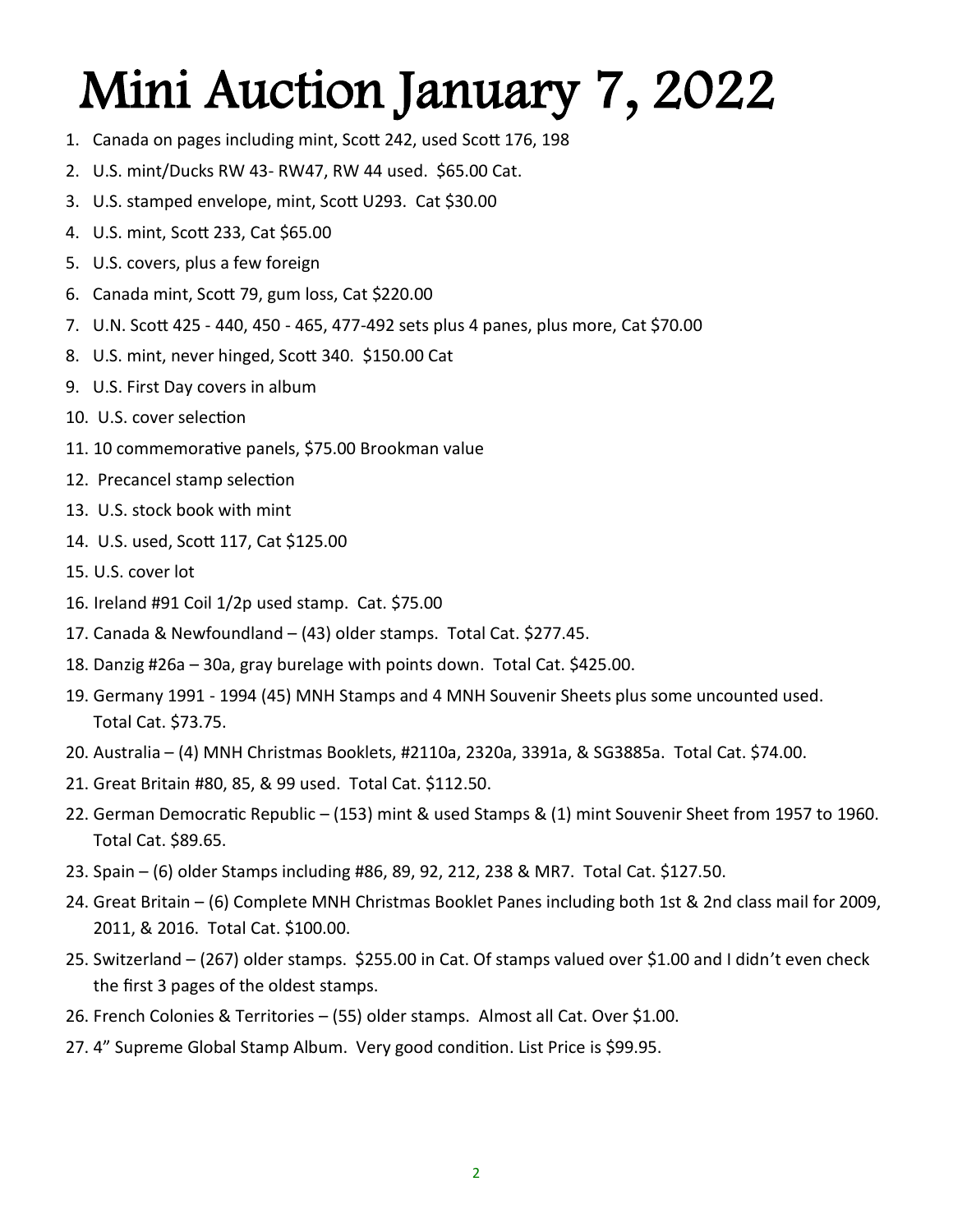# Mini Auction January 7, 2022

1. Canada on pages including mint, Scott 242, used Scott 176, 198
2. U.S. mint/Ducks RW 43- RW47, RW 44 used. $65.00 Cat.
3. U.S. stamped envelope, mint, Scott U293. Cat $30.00
4. U.S. mint, Scott 233, Cat $65.00
5. U.S. covers, plus a few foreign
6. Canada mint, Scott 79, gum loss, Cat $220.00
7. U.N. Scott 425 - 440, 450 - 465, 477-492 sets plus 4 panes, plus more, Cat $70.00
8. U.S. mint, never hinged, Scott 340. $150.00 Cat
9. U.S. First Day covers in album
10. U.S. cover selection
11. 10 commemorative panels, $75.00 Brookman value
12. Precancel stamp selection
13. U.S. stock book with mint
14. U.S. used, Scott 117, Cat $125.00
15. U.S. cover lot
16. Ireland #91 Coil 1/2p used stamp. Cat. $75.00
17. Canada & Newfoundland – (43) older stamps. Total Cat. $277.45.
18. Danzig #26a – 30a, gray burelage with points down. Total Cat. $425.00.
19. Germany 1991 - 1994 (45) MNH Stamps and 4 MNH Souvenir Sheets plus some uncounted used. Total Cat. $73.75.
20. Australia – (4) MNH Christmas Booklets, #2110a, 2320a, 3391a, & SG3885a. Total Cat. $74.00.
21. Great Britain #80, 85, & 99 used. Total Cat. $112.50.
22. German Democratic Republic – (153) mint & used Stamps & (1) mint Souvenir Sheet from 1957 to 1960. Total Cat. $89.65.
23. Spain – (6) older Stamps including #86, 89, 92, 212, 238 & MR7. Total Cat. $127.50.
24. Great Britain – (6) Complete MNH Christmas Booklet Panes including both 1st & 2nd class mail for 2009, 2011, & 2016. Total Cat. $100.00.
25. Switzerland – (267) older stamps. $255.00 in Cat. Of stamps valued over $1.00 and I didn't even check the first 3 pages of the oldest stamps.
26. French Colonies & Territories – (55) older stamps. Almost all Cat. Over $1.00.
27. 4" Supreme Global Stamp Album. Very good condition. List Price is $99.95.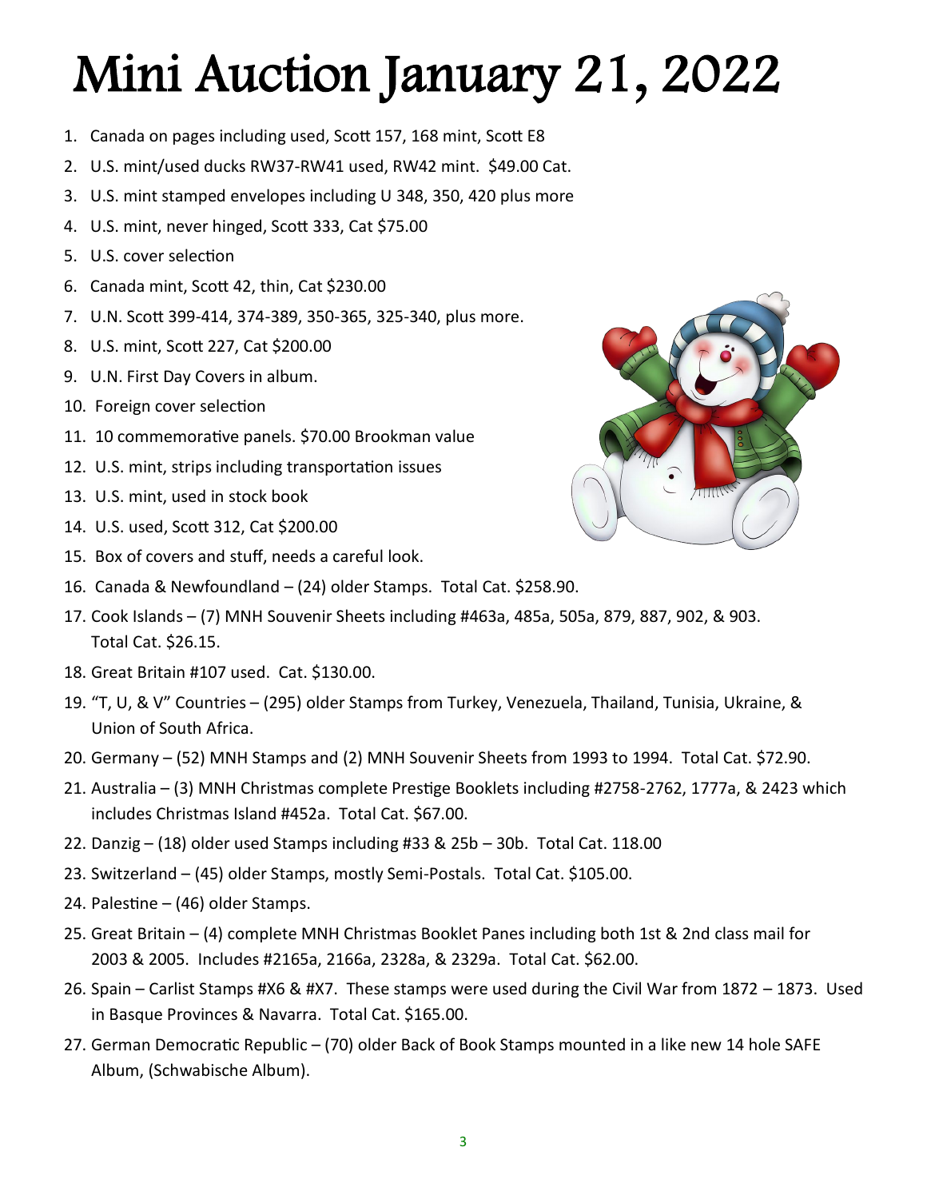# Mini Auction January 21, 2022

1. Canada on pages including used, Scott 157, 168 mint, Scott E8
2. U.S. mint/used ducks RW37-RW41 used, RW42 mint. $49.00 Cat.
3. U.S. mint stamped envelopes including U 348, 350, 420 plus more
4. U.S. mint, never hinged, Scott 333, Cat $75.00
5. U.S. cover selection
6. Canada mint, Scott 42, thin, Cat $230.00
7. U.N. Scott 399-414, 374-389, 350-365, 325-340, plus more.
8. U.S. mint, Scott 227, Cat $200.00
9. U.N. First Day Covers in album.
10. Foreign cover selection
11. 10 commemorative panels. $70.00 Brookman value
12. U.S. mint, strips including transportation issues
13. U.S. mint, used in stock book
14. U.S. used, Scott 312, Cat $200.00
15. Box of covers and stuff, needs a careful look.
16. Canada & Newfoundland – (24) older Stamps. Total Cat. $258.90.
17. Cook Islands – (7) MNH Souvenir Sheets including #463a, 485a, 505a, 879, 887, 902, & 903. Total Cat. $26.15.
18. Great Britain #107 used. Cat. $130.00.
19. "T, U, & V" Countries – (295) older Stamps from Turkey, Venezuela, Thailand, Tunisia, Ukraine, & Union of South Africa.
20. Germany – (52) MNH Stamps and (2) MNH Souvenir Sheets from 1993 to 1994. Total Cat. $72.90.
21. Australia – (3) MNH Christmas complete Prestige Booklets including #2758-2762, 1777a, & 2423 which includes Christmas Island #452a. Total Cat. $67.00.
22. Danzig – (18) older used Stamps including #33 & 25b – 30b. Total Cat. 118.00
23. Switzerland – (45) older Stamps, mostly Semi-Postals. Total Cat. $105.00.
24. Palestine – (46) older Stamps.
25. Great Britain – (4) complete MNH Christmas Booklet Panes including both 1st & 2nd class mail for 2003 & 2005. Includes #2165a, 2166a, 2328a, & 2329a. Total Cat. $62.00.
26. Spain – Carlist Stamps #X6 & #X7. These stamps were used during the Civil War from 1872 – 1873. Used in Basque Provinces & Navarra. Total Cat. $165.00.
27. German Democratic Republic – (70) older Back of Book Stamps mounted in a like new 14 hole SAFE Album, (Schwabische Album).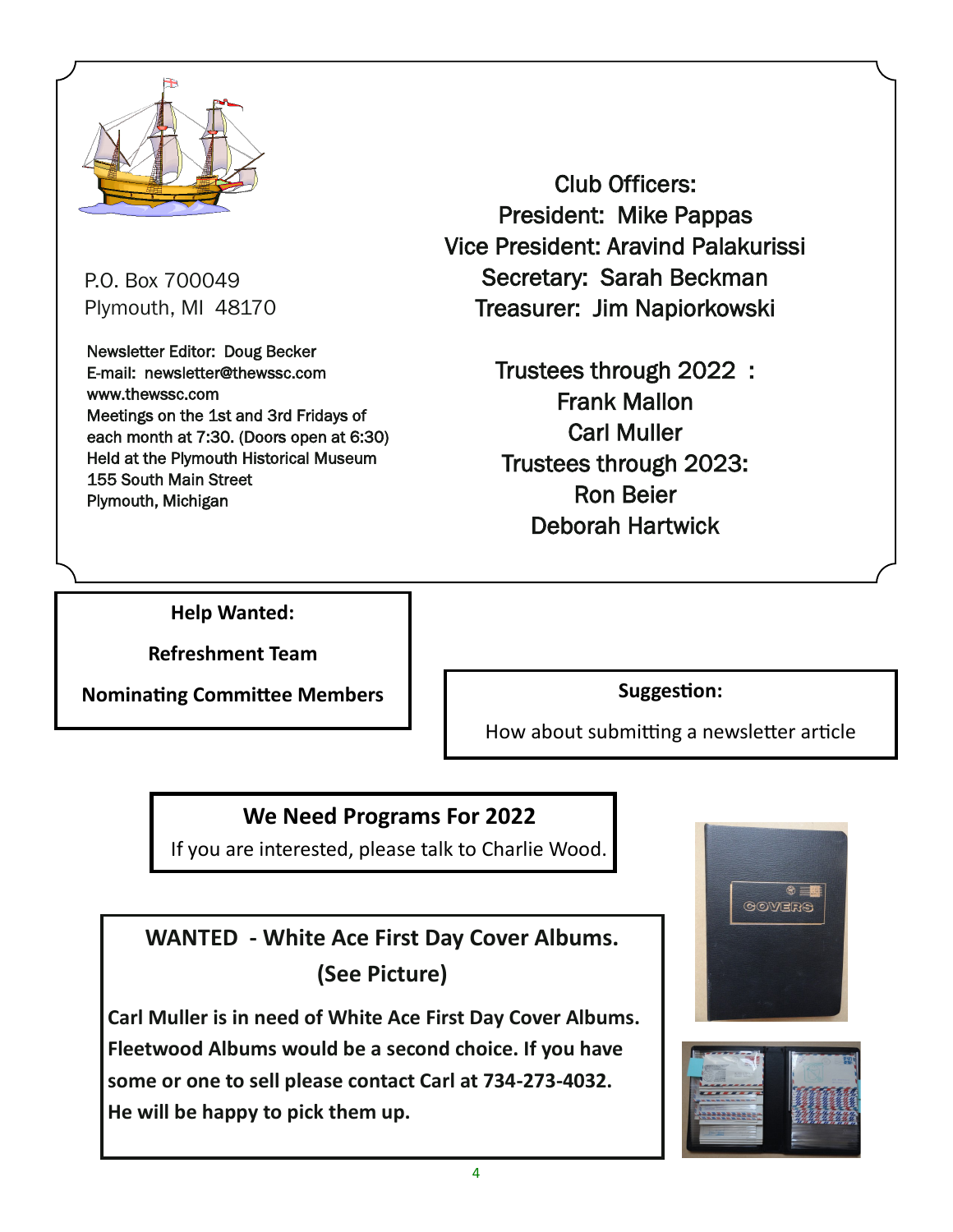P.O. Box 700049
Plymouth, MI 48170

Newsletter Editor: Doug Becker
E-mail: newsletter@thewssc.com
www.thewssc.com
Meetings on the 1st and 3rd Fridays of each month at 7:30. (Doors open at 6:30)
Held at the Plymouth Historical Museum
155 South Main Street
Plymouth, Michigan

Club Officers:
President: Mike Pappas
Vice President: Aravind Palakurissi
Secretary: Sarah Beckman
Treasurer: Jim Napiorkowski

Trustees through 2022 :
Frank Mallon
Carl Muller
Trustees through 2023:
Ron Beier
Deborah Hartwick

**Help Wanted:**

**Refreshment Team**

**Nominating Committee Members**

**Suggestion:**

How about submitting a newsletter article

**We Need Programs For 2022**

If you are interested, please talk to Charlie Wood.

**WANTED - White Ace First Day Cover Albums. (See Picture)**

**Carl Muller is in need of White Ace First Day Cover Albums. Fleetwood Albums would be a second choice. If you have some or one to sell please contact Carl at 734-273-4032. He will be happy to pick them up.**